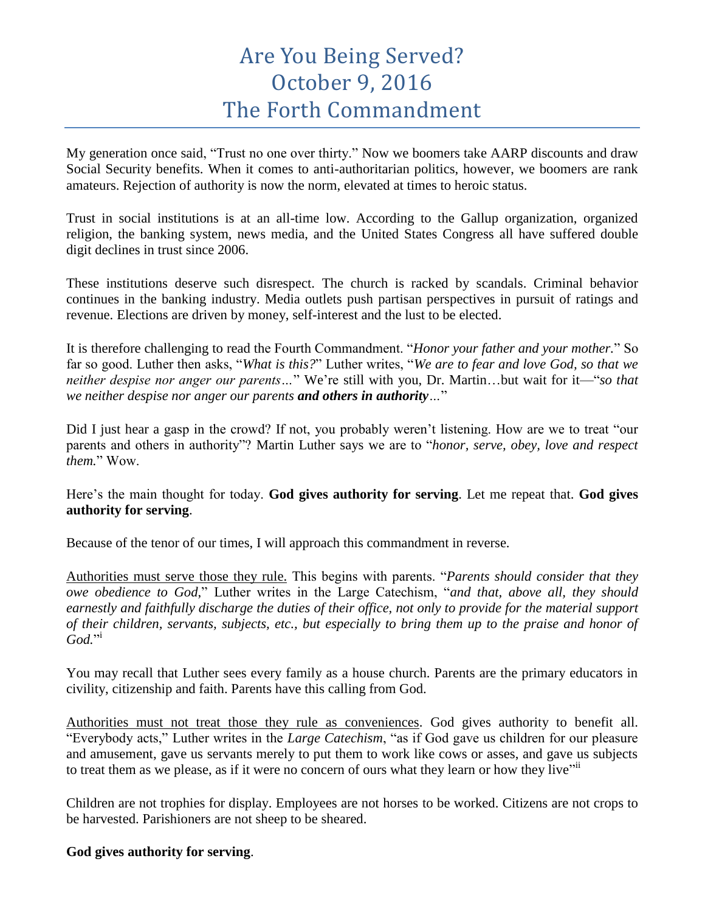# Are You Being Served?
# October 9, 2016
# The Forth Commandment

My generation once said, "Trust no one over thirty." Now we boomers take AARP discounts and draw Social Security benefits. When it comes to anti-authoritarian politics, however, we boomers are rank amateurs. Rejection of authority is now the norm, elevated at times to heroic status.

Trust in social institutions is at an all-time low. According to the Gallup organization, organized religion, the banking system, news media, and the United States Congress all have suffered double digit declines in trust since 2006.

These institutions deserve such disrespect. The church is racked by scandals. Criminal behavior continues in the banking industry. Media outlets push partisan perspectives in pursuit of ratings and revenue. Elections are driven by money, self-interest and the lust to be elected.

It is therefore challenging to read the Fourth Commandment. "*Honor your father and your mother.*" So far so good. Luther then asks, "*What is this?*" Luther writes, "*We are to fear and love God, so that we neither despise nor anger our parents…*" We're still with you, Dr. Martin…but wait for it—"*so that we neither despise nor anger our parents* ***and others in authority****…*"

Did I just hear a gasp in the crowd? If not, you probably weren't listening. How are we to treat "our parents and others in authority"? Martin Luther says we are to "*honor, serve, obey, love and respect them.*" Wow.

Here's the main thought for today. **God gives authority for serving**. Let me repeat that. **God gives authority for serving**.

Because of the tenor of our times, I will approach this commandment in reverse.

<u>Authorities must serve those they rule.</u> This begins with parents. "*Parents should consider that they owe obedience to God*," Luther writes in the Large Catechism, "*and that, above all, they should earnestly and faithfully discharge the duties of their office, not only to provide for the material support of their children, servants, subjects, etc., but especially to bring them up to the praise and honor of God.*"[i]

You may recall that Luther sees every family as a house church. Parents are the primary educators in civility, citizenship and faith. Parents have this calling from God.

<u>Authorities must not treat those they rule as conveniences</u>. God gives authority to benefit all. "Everybody acts," Luther writes in the *Large Catechism*, "as if God gave us children for our pleasure and amusement, gave us servants merely to put them to work like cows or asses, and gave us subjects to treat them as we please, as if it were no concern of ours what they learn or how they live"[ii]

Children are not trophies for display. Employees are not horses to be worked. Citizens are not crops to be harvested. Parishioners are not sheep to be sheared.

**God gives authority for serving**.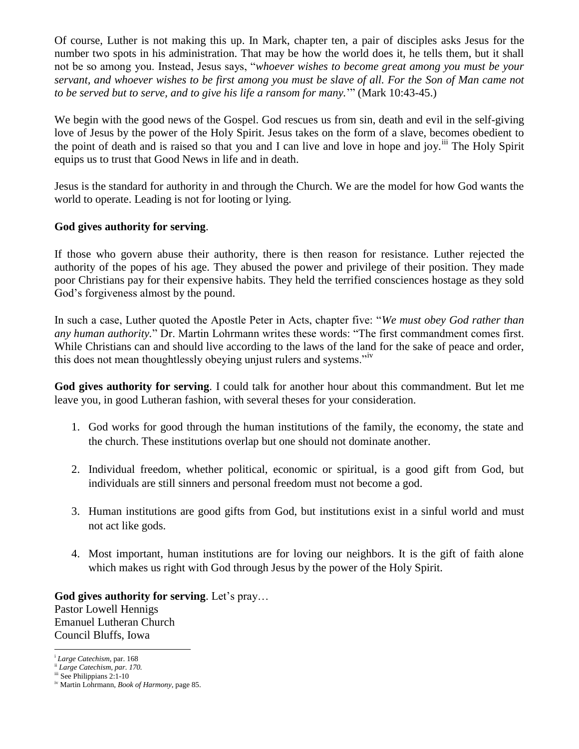Of course, Luther is not making this up. In Mark, chapter ten, a pair of disciples asks Jesus for the number two spots in his administration. That may be how the world does it, he tells them, but it shall not be so among you. Instead, Jesus says, "*whoever wishes to become great among you must be your servant, and whoever wishes to be first among you must be slave of all. For the Son of Man came not to be served but to serve, and to give his life a ransom for many.*'" (Mark 10:43-45.)

We begin with the good news of the Gospel. God rescues us from sin, death and evil in the self-giving love of Jesus by the power of the Holy Spirit. Jesus takes on the form of a slave, becomes obedient to the point of death and is raised so that you and I can live and love in hope and joy.[iii] The Holy Spirit equips us to trust that Good News in life and in death.

Jesus is the standard for authority in and through the Church. We are the model for how God wants the world to operate. Leading is not for looting or lying.

**God gives authority for serving**.

If those who govern abuse their authority, there is then reason for resistance. Luther rejected the authority of the popes of his age. They abused the power and privilege of their position. They made poor Christians pay for their expensive habits. They held the terrified consciences hostage as they sold God's forgiveness almost by the pound.

In such a case, Luther quoted the Apostle Peter in Acts, chapter five: "*We must obey God rather than any human authority.*" Dr. Martin Lohrmann writes these words: "The first commandment comes first. While Christians can and should live according to the laws of the land for the sake of peace and order, this does not mean thoughtlessly obeying unjust rulers and systems."[iv]

**God gives authority for serving**. I could talk for another hour about this commandment. But let me leave you, in good Lutheran fashion, with several theses for your consideration.

1. God works for good through the human institutions of the family, the economy, the state and the church. These institutions overlap but one should not dominate another.

2. Individual freedom, whether political, economic or spiritual, is a good gift from God, but individuals are still sinners and personal freedom must not become a god.

3. Human institutions are good gifts from God, but institutions exist in a sinful world and must not act like gods.

4. Most important, human institutions are for loving our neighbors. It is the gift of faith alone which makes us right with God through Jesus by the power of the Holy Spirit.

**God gives authority for serving**. Let's pray…
Pastor Lowell Hennigs
Emanuel Lutheran Church
Council Bluffs, Iowa

---

[i] *Large Catechism*, par. 168
[ii] *Large Catechism, par. 170.*
[iii] See Philippians 2:1-10
[iv] Martin Lohrmann, *Book of Harmony*, page 85.